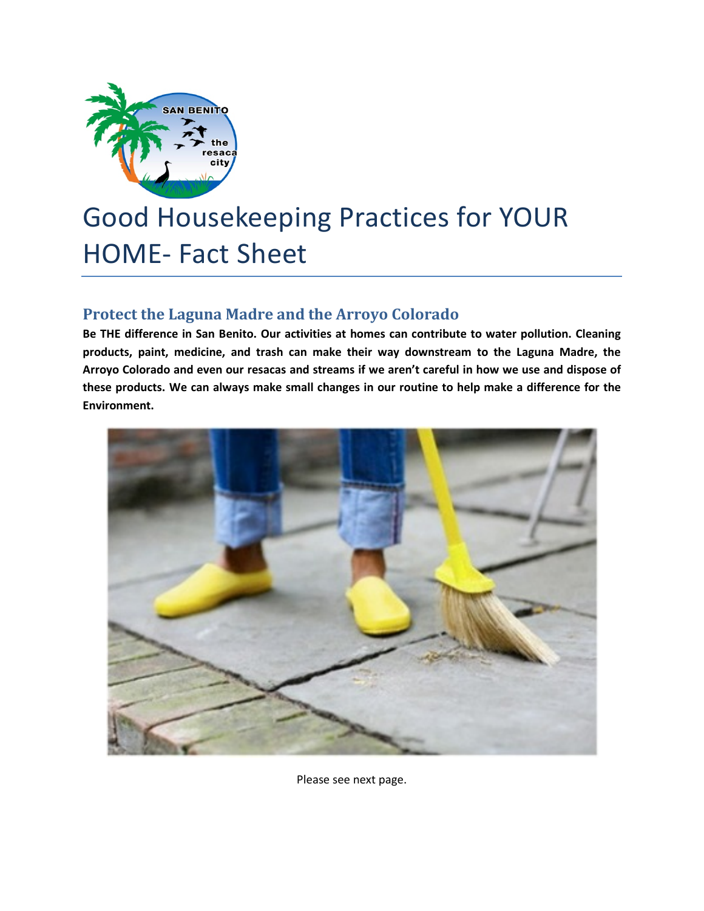# Good Housekeeping Practices for YOUR HOME- Fact Sheet

## Protect the Laguna Madre and the Arroyo Colorado

**Be THE difference in San Benito. Our activities at homes can contribute to water pollution. Cleaning products, paint, medicine, and trash can make their way downstream to the Laguna Madre, the Arroyo Colorado and even our resacas and streams if we aren't careful in how we use and dispose of these products. We can always make small changes in our routine to help make a difference for the Environment.**

Please see next page.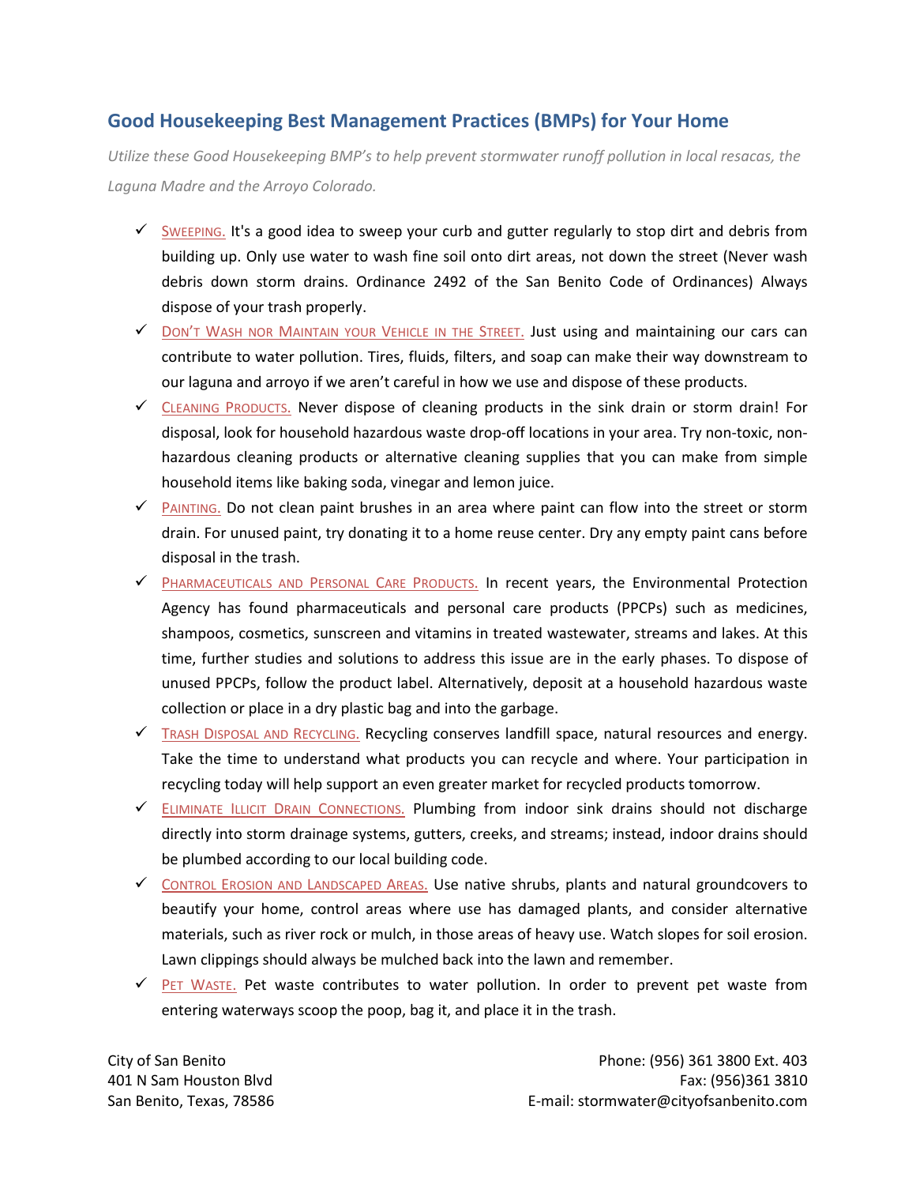## Good Housekeeping Best Management Practices (BMPs) for Your Home

*Utilize these Good Housekeeping BMP's to help prevent stormwater runoff pollution in local resacas, the Laguna Madre and the Arroyo Colorado.*

- ✓ SWEEPING. It's a good idea to sweep your curb and gutter regularly to stop dirt and debris from building up. Only use water to wash fine soil onto dirt areas, not down the street (Never wash debris down storm drains. Ordinance 2492 of the San Benito Code of Ordinances) Always dispose of your trash properly.
- ✓ DON'T WASH NOR MAINTAIN YOUR VEHICLE IN THE STREET. Just using and maintaining our cars can contribute to water pollution. Tires, fluids, filters, and soap can make their way downstream to our laguna and arroyo if we aren't careful in how we use and dispose of these products.
- ✓ CLEANING PRODUCTS. Never dispose of cleaning products in the sink drain or storm drain! For disposal, look for household hazardous waste drop-off locations in your area. Try non-toxic, non-hazardous cleaning products or alternative cleaning supplies that you can make from simple household items like baking soda, vinegar and lemon juice.
- ✓ PAINTING. Do not clean paint brushes in an area where paint can flow into the street or storm drain. For unused paint, try donating it to a home reuse center. Dry any empty paint cans before disposal in the trash.
- ✓ PHARMACEUTICALS AND PERSONAL CARE PRODUCTS. In recent years, the Environmental Protection Agency has found pharmaceuticals and personal care products (PPCPs) such as medicines, shampoos, cosmetics, sunscreen and vitamins in treated wastewater, streams and lakes. At this time, further studies and solutions to address this issue are in the early phases. To dispose of unused PPCPs, follow the product label. Alternatively, deposit at a household hazardous waste collection or place in a dry plastic bag and into the garbage.
- ✓ TRASH DISPOSAL AND RECYCLING. Recycling conserves landfill space, natural resources and energy. Take the time to understand what products you can recycle and where. Your participation in recycling today will help support an even greater market for recycled products tomorrow.
- ✓ ELIMINATE ILLICIT DRAIN CONNECTIONS. Plumbing from indoor sink drains should not discharge directly into storm drainage systems, gutters, creeks, and streams; instead, indoor drains should be plumbed according to our local building code.
- ✓ CONTROL EROSION AND LANDSCAPED AREAS. Use native shrubs, plants and natural groundcovers to beautify your home, control areas where use has damaged plants, and consider alternative materials, such as river rock or mulch, in those areas of heavy use. Watch slopes for soil erosion. Lawn clippings should always be mulched back into the lawn and remember.
- ✓ PET WASTE. Pet waste contributes to water pollution. In order to prevent pet waste from entering waterways scoop the poop, bag it, and place it in the trash.

City of San Benito
401 N Sam Houston Blvd
San Benito, Texas, 78586

Phone: (956) 361 3800 Ext. 403
Fax: (956)361 3810
E-mail: stormwater@cityofsanbenito.com